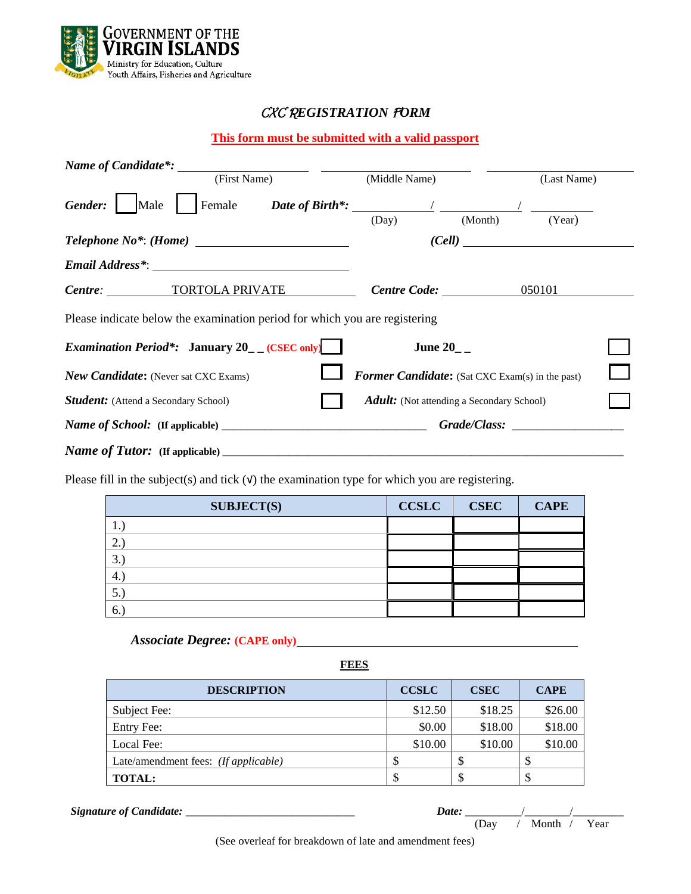GOVERNMENT OF THE
VIRGIN ISLANDS
Ministry for Education, Culture
Youth Affairs, Fisheries and Agriculture

# *CXC REGISTRATION FORM*

**This form must be submitted with a valid passport**

***Name of Candidate*:*** ____________________ ____________________ ____________________
(First Name) (Middle Name) (Last Name)

***Gender:*** ☐ Male ☐ Female ***Date of Birth*:*** ________ / ________ / ________
(Day) (Month) (Year)

***Telephone No*: (Home)*** ____________________ ***(Cell)*** ____________________

***Email Address*:*** ____________________

***Centre:*** TORTOLA PRIVATE ***Centre Code:*** 050101

Please indicate below the examination period for which you are registering

***Examination Period*:*** **January 20_ _ (CSEC only)** ☐ **June 20_ _** ☐

***New Candidate:*** (Never sat CXC Exams) ☐ ***Former Candidate:*** (Sat CXC Exam(s) in the past) ☐

***Student:*** (Attend a Secondary School) ☐ ***Adult:*** (Not attending a Secondary School) ☐

***Name of School:* (If applicable)** ____________________ ***Grade/Class:*** ____________________

***Name of Tutor:* (If applicable)** ____________________

Please fill in the subject(s) and tick (√) the examination type for which you are registering.

| SUBJECT(S) | CCSLC | CSEC | CAPE |
|---|---|---|---|
| 1.) | | | |
| 2.) | | | |
| 3.) | | | |
| 4.) | | | |
| 5.) | | | |
| 6.) | | | |

***Associate Degree:*** **(CAPE only)** ____________________

**FEES**

| DESCRIPTION | CCSLC | CSEC | CAPE |
|---|---|---|---|
| Subject Fee: | $12.50 | $18.25 | $26.00 |
| Entry Fee: | $0.00 | $18.00 | $18.00 |
| Local Fee: | $10.00 | $10.00 | $10.00 |
| Late/amendment fees: *(If applicable)* | $ | $ | $ |
| **TOTAL:** | $ | $ | $ |

***Signature of Candidate:*** ____________________ ***Date:*** ________/________/________
(Day / Month / Year

(See overleaf for breakdown of late and amendment fees)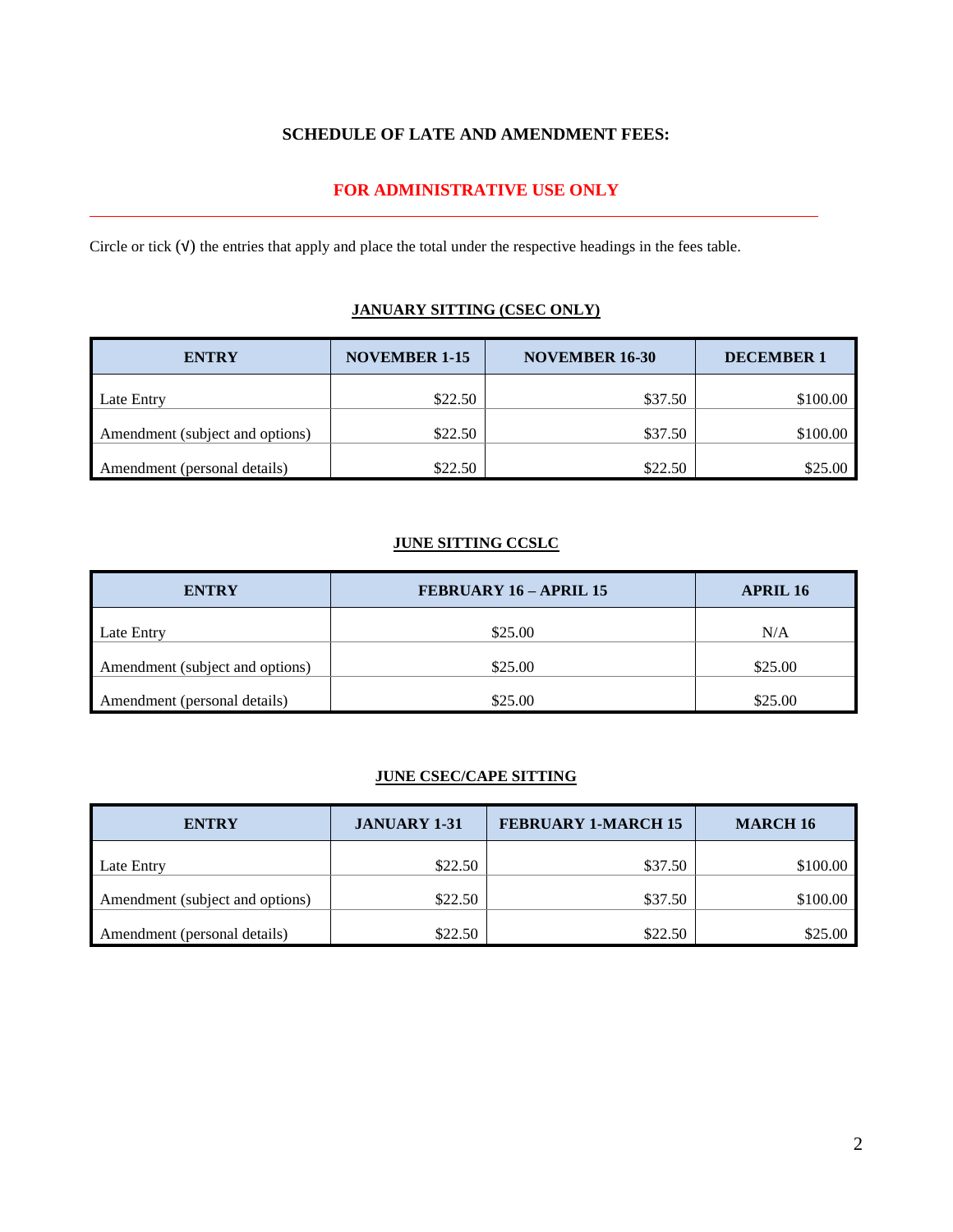## SCHEDULE OF LATE AND AMENDMENT FEES:

**FOR ADMINISTRATIVE USE ONLY**

---

Circle or tick (√) the entries that apply and place the total under the respective headings in the fees table.

### JANUARY SITTING (CSEC ONLY)

| ENTRY | NOVEMBER 1-15 | NOVEMBER 16-30 | DECEMBER 1 |
|---|---|---|---|
| Late Entry | $22.50 | $37.50 | $100.00 |
| Amendment (subject and options) | $22.50 | $37.50 | $100.00 |
| Amendment (personal details) | $22.50 | $22.50 | $25.00 |

### JUNE SITTING CCSLC

| ENTRY | FEBRUARY 16 – APRIL 15 | APRIL 16 |
|---|---|---|
| Late Entry | $25.00 | N/A |
| Amendment (subject and options) | $25.00 | $25.00 |
| Amendment (personal details) | $25.00 | $25.00 |

### JUNE CSEC/CAPE SITTING

| ENTRY | JANUARY 1-31 | FEBRUARY 1-MARCH 15 | MARCH 16 |
|---|---|---|---|
| Late Entry | $22.50 | $37.50 | $100.00 |
| Amendment (subject and options) | $22.50 | $37.50 | $100.00 |
| Amendment (personal details) | $22.50 | $22.50 | $25.00 |